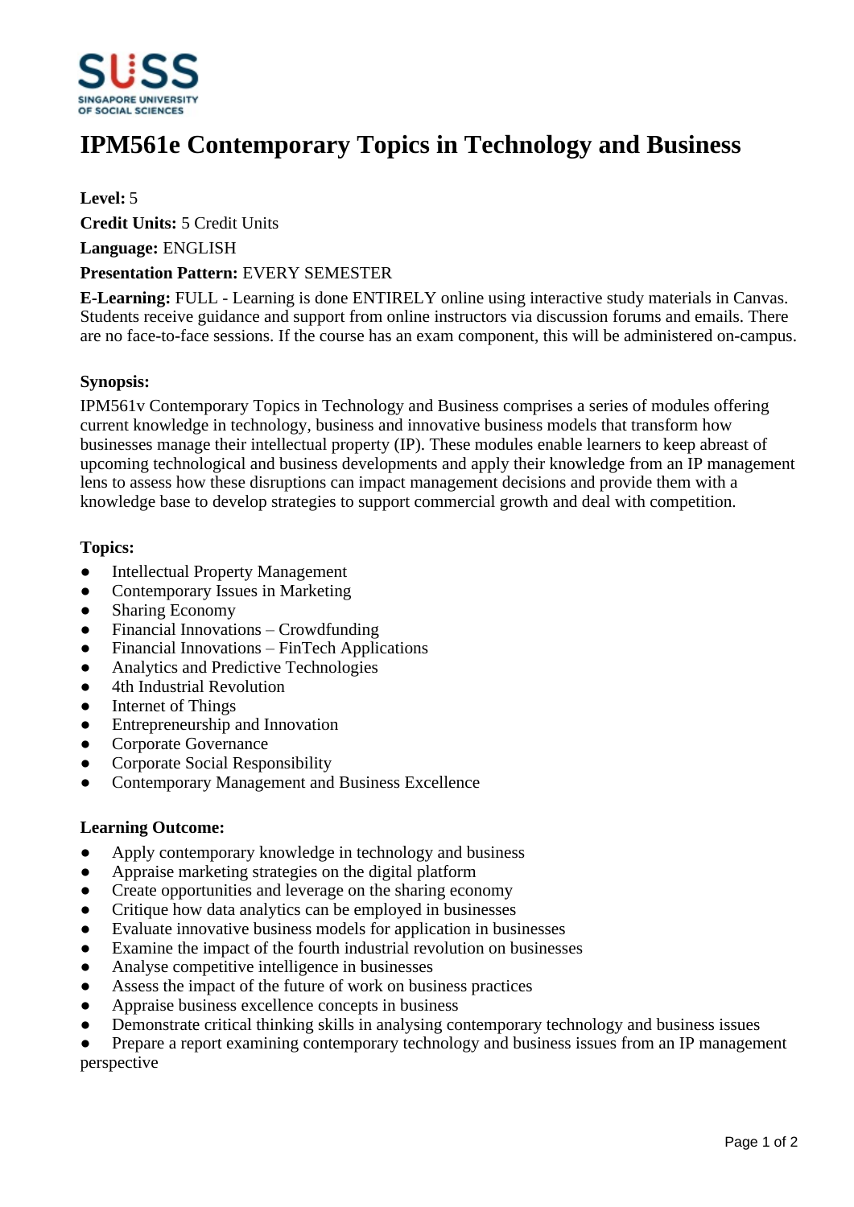# IPM561e Contemporary Topics in Technology and Business

**Level:** 5

**Credit Units:** 5 Credit Units

**Language:** ENGLISH

**Presentation Pattern:** EVERY SEMESTER

**E-Learning:** FULL - Learning is done ENTIRELY online using interactive study materials in Canvas. Students receive guidance and support from online instructors via discussion forums and emails. There are no face-to-face sessions. If the course has an exam component, this will be administered on-campus.

**Synopsis:**

IPM561v Contemporary Topics in Technology and Business comprises a series of modules offering current knowledge in technology, business and innovative business models that transform how businesses manage their intellectual property (IP). These modules enable learners to keep abreast of upcoming technological and business developments and apply their knowledge from an IP management lens to assess how these disruptions can impact management decisions and provide them with a knowledge base to develop strategies to support commercial growth and deal with competition.

**Topics:**

- Intellectual Property Management
- Contemporary Issues in Marketing
- Sharing Economy
- Financial Innovations – Crowdfunding
- Financial Innovations – FinTech Applications
- Analytics and Predictive Technologies
- 4th Industrial Revolution
- Internet of Things
- Entrepreneurship and Innovation
- Corporate Governance
- Corporate Social Responsibility
- Contemporary Management and Business Excellence

**Learning Outcome:**

- Apply contemporary knowledge in technology and business
- Appraise marketing strategies on the digital platform
- Create opportunities and leverage on the sharing economy
- Critique how data analytics can be employed in businesses
- Evaluate innovative business models for application in businesses
- Examine the impact of the fourth industrial revolution on businesses
- Analyse competitive intelligence in businesses
- Assess the impact of the future of work on business practices
- Appraise business excellence concepts in business
- Demonstrate critical thinking skills in analysing contemporary technology and business issues
- Prepare a report examining contemporary technology and business issues from an IP management perspective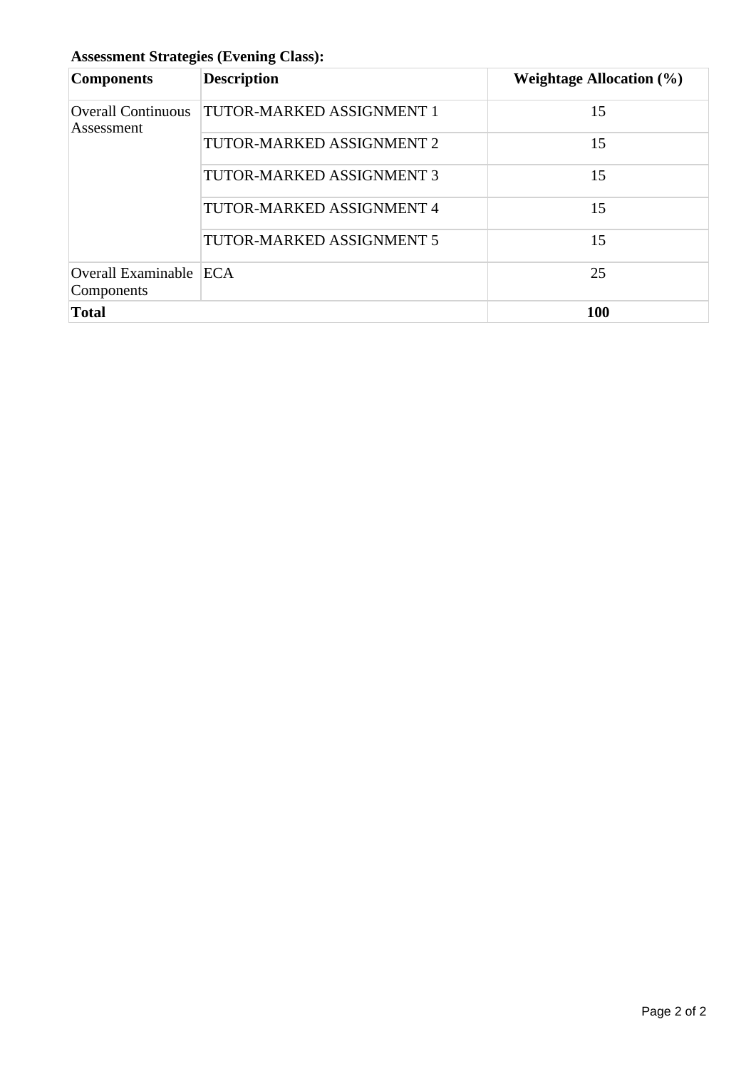**Assessment Strategies (Evening Class):**

| **Components** | **Description** | **Weightage Allocation (%)** |
|---|---|---|
| Overall Continuous Assessment | TUTOR-MARKED ASSIGNMENT 1 | 15 |
| | TUTOR-MARKED ASSIGNMENT 2 | 15 |
| | TUTOR-MARKED ASSIGNMENT 3 | 15 |
| | TUTOR-MARKED ASSIGNMENT 4 | 15 |
| | TUTOR-MARKED ASSIGNMENT 5 | 15 |
| Overall Examinable Components | ECA | 25 |
| **Total** | | **100** |